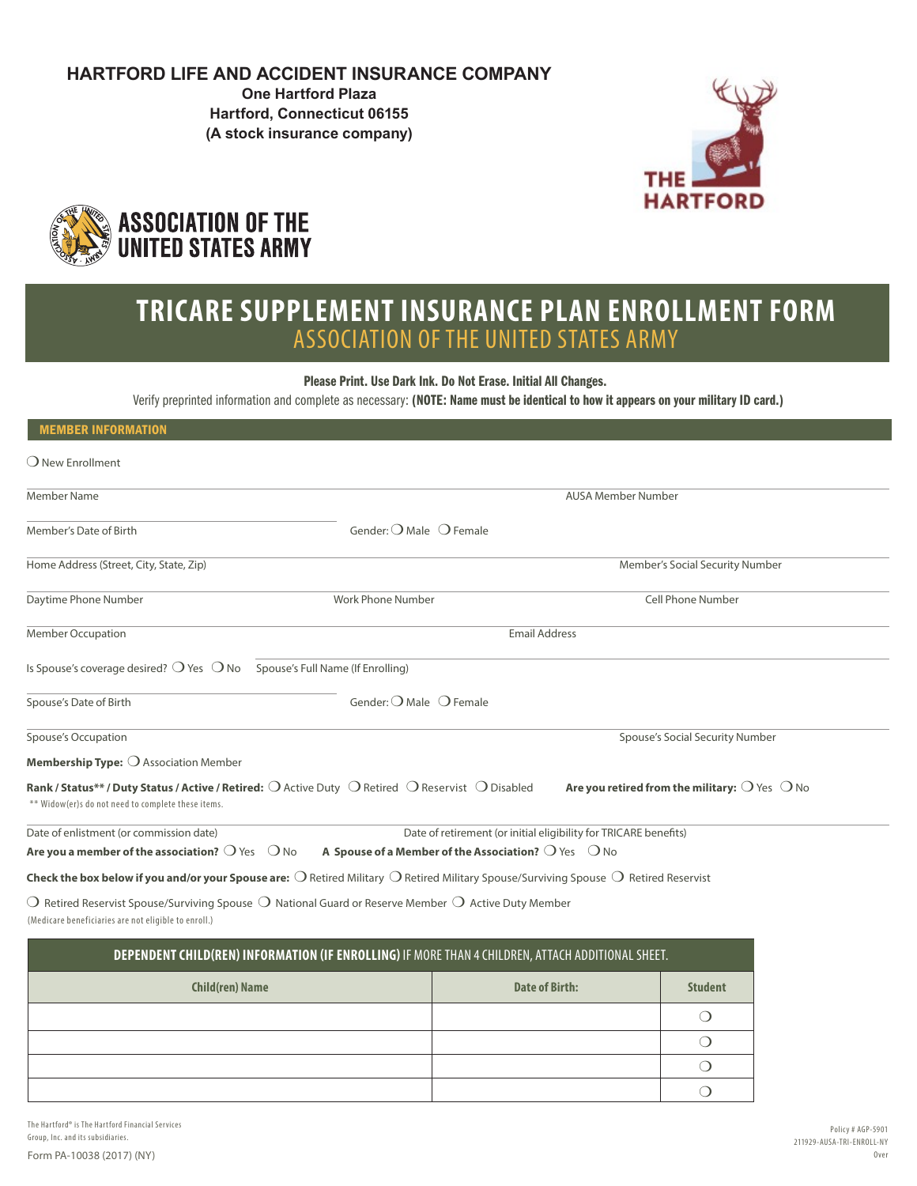**HARTFORD LIFE AND ACCIDENT INSURANCE COMPANY**
**One Hartford Plaza**
**Hartford, Connecticut 06155**
**(A stock insurance company)**

THE HARTFORD

ASSOCIATION OF THE UNITED STATES ARMY

# TRICARE SUPPLEMENT INSURANCE PLAN ENROLLMENT FORM
## ASSOCIATION OF THE UNITED STATES ARMY

**Please Print. Use Dark Ink. Do Not Erase. Initial All Changes.**

Verify preprinted information and complete as necessary: **(NOTE: Name must be identical to how it appears on your military ID card.)**

### MEMBER INFORMATION

❍ New Enrollment

Member Name | AUSA Member Number

Member's Date of Birth | Gender: ❍ Male ❍ Female

Home Address (Street, City, State, Zip) | Member's Social Security Number

Daytime Phone Number | Work Phone Number | Cell Phone Number

Member Occupation | Email Address

Is Spouse's coverage desired? ❍ Yes ❍ No | Spouse's Full Name (If Enrolling)

Spouse's Date of Birth | Gender: ❍ Male ❍ Female

Spouse's Occupation | Spouse's Social Security Number

**Membership Type:** ❍ Association Member

**Rank / Status\*\* / Duty Status / Active / Retired:** ❍ Active Duty ❍ Retired ❍ Reservist ❍ Disabled | **Are you retired from the military:** ❍ Yes ❍ No

\*\* Widow(er)s do not need to complete these items.

Date of enlistment (or commission date) | Date of retirement (or initial eligibility for TRICARE benefits)

**Are you a member of the association?** ❍ Yes ❍ No | **A Spouse of a Member of the Association?** ❍ Yes ❍ No

**Check the box below if you and/or your Spouse are:** ❍ Retired Military ❍ Retired Military Spouse/Surviving Spouse ❍ Retired Reservist

❍ Retired Reservist Spouse/Surviving Spouse ❍ National Guard or Reserve Member ❍ Active Duty Member

(Medicare beneficiaries are not eligible to enroll.)

**DEPENDENT CHILD(REN) INFORMATION (IF ENROLLING)** IF MORE THAN 4 CHILDREN, ATTACH ADDITIONAL SHEET.

| Child(ren) Name | Date of Birth: | Student |
|---|---|---|
| | | ❍ |
| | | ❍ |
| | | ❍ |
| | | ❍ |

The Hartford® is The Hartford Financial Services Group, Inc. and its subsidiaries.

Form PA-10038 (2017) (NY)

Policy # AGP-5901
211929-AUSA-TRI-ENROLL-NY
Over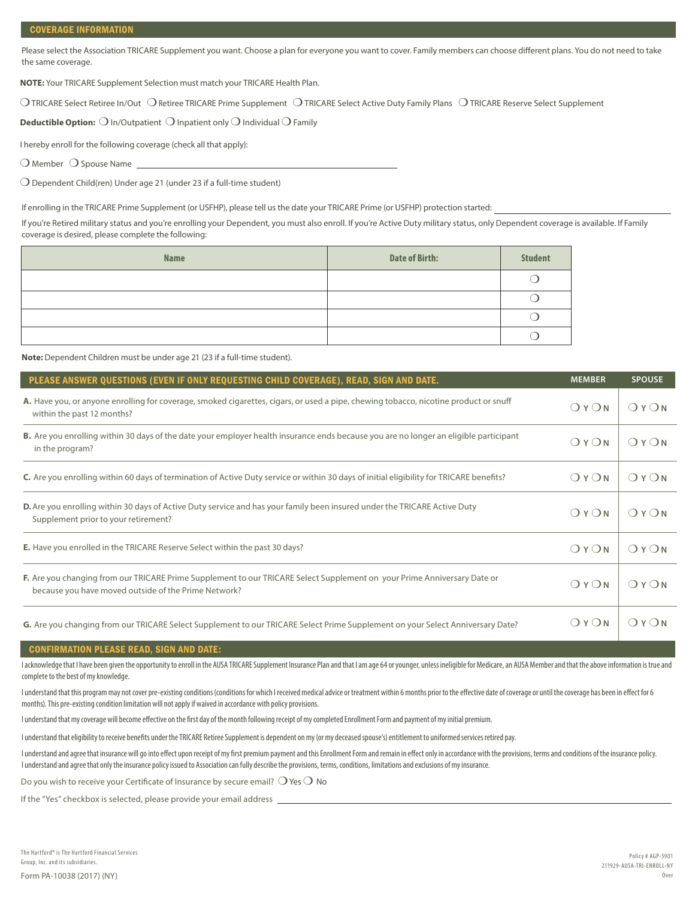## COVERAGE INFORMATION

Please select the Association TRICARE Supplement you want. Choose a plan for everyone you want to cover. Family members can choose different plans. You do not need to take the same coverage.

**NOTE:** Your TRICARE Supplement Selection must match your TRICARE Health Plan.

❍ TRICARE Select Retiree In/Out ❍ Retiree TRICARE Prime Supplement ❍ TRICARE Select Active Duty Family Plans ❍ TRICARE Reserve Select Supplement

**Deductible Option:** ❍ In/Outpatient ❍ Inpatient only ❍ Individual ❍ Family

I hereby enroll for the following coverage (check all that apply):

❍ Member ❍ Spouse Name ______________________________

❍ Dependent Child(ren) Under age 21 (under 23 if a full-time student)

If enrolling in the TRICARE Prime Supplement (or USFHP), please tell us the date your TRICARE Prime (or USFHP) protection started: ______________________________

If you're Retired military status and you're enrolling your Dependent, you must also enroll. If you're Active Duty military status, only Dependent coverage is available. If Family coverage is desired, please complete the following:

| Name | Date of Birth: | Student |
|---|---|---|
| | | ❍ |
| | | ❍ |
| | | ❍ |
| | | ❍ |

**Note:** Dependent Children must be under age 21 (23 if a full-time student).

| PLEASE ANSWER QUESTIONS (EVEN IF ONLY REQUESTING CHILD COVERAGE), READ, SIGN AND DATE. | MEMBER | SPOUSE |
|---|---|---|
| **A.** Have you, or anyone enrolling for coverage, smoked cigarettes, cigars, or used a pipe, chewing tobacco, nicotine product or snuff within the past 12 months? | ❍ Y ❍ N | ❍ Y ❍ N |
| **B.** Are you enrolling within 30 days of the date your employer health insurance ends because you are no longer an eligible participant in the program? | ❍ Y ❍ N | ❍ Y ❍ N |
| **C.** Are you enrolling within 60 days of termination of Active Duty service or within 30 days of initial eligibility for TRICARE benefits? | ❍ Y ❍ N | ❍ Y ❍ N |
| **D.** Are you enrolling within 30 days of Active Duty service and has your family been insured under the TRICARE Active Duty Supplement prior to your retirement? | ❍ Y ❍ N | ❍ Y ❍ N |
| **E.** Have you enrolled in the TRICARE Reserve Select within the past 30 days? | ❍ Y ❍ N | ❍ Y ❍ N |
| **F.** Are you changing from our TRICARE Prime Supplement to our TRICARE Select Supplement on your Prime Anniversary Date or because you have moved outside of the Prime Network? | ❍ Y ❍ N | ❍ Y ❍ N |
| **G.** Are you changing from our TRICARE Select Supplement to our TRICARE Select Prime Supplement on your Select Anniversary Date? | ❍ Y ❍ N | ❍ Y ❍ N |

## CONFIRMATION PLEASE READ, SIGN AND DATE:

I acknowledge that I have been given the opportunity to enroll in the AUSA TRICARE Supplement Insurance Plan and that I am age 64 or younger, unless ineligible for Medicare, an AUSA Member and that the above information is true and complete to the best of my knowledge.

I understand that this program may not cover pre-existing conditions (conditions for which I received medical advice or treatment within 6 months prior to the effective date of coverage or until the coverage has been in effect for 6 months). This pre-existing condition limitation will not apply if waived in accordance with policy provisions.

I understand that my coverage will become effective on the first day of the month following receipt of my completed Enrollment Form and payment of my initial premium.

I understand that eligibility to receive benefits under the TRICARE Retiree Supplement is dependent on my (or my deceased spouse's) entitlement to uniformed services retired pay.

I understand and agree that insurance will go into effect upon receipt of my first premium payment and this Enrollment Form and remain in effect only in accordance with the provisions, terms and conditions of the insurance policy. I understand and agree that only the insurance policy issued to Association can fully describe the provisions, terms, conditions, limitations and exclusions of my insurance.

Do you wish to receive your Certificate of Insurance by secure email? ❍ Yes ❍ No

If the "Yes" checkbox is selected, please provide your email address ______________________________

The Hartford® is The Hartford Financial Services Group, Inc. and its subsidiaries.

Form PA-10038 (2017) (NY)

Policy # AGP-5901
211929-AUSA-TRI-ENROLL-NY
Over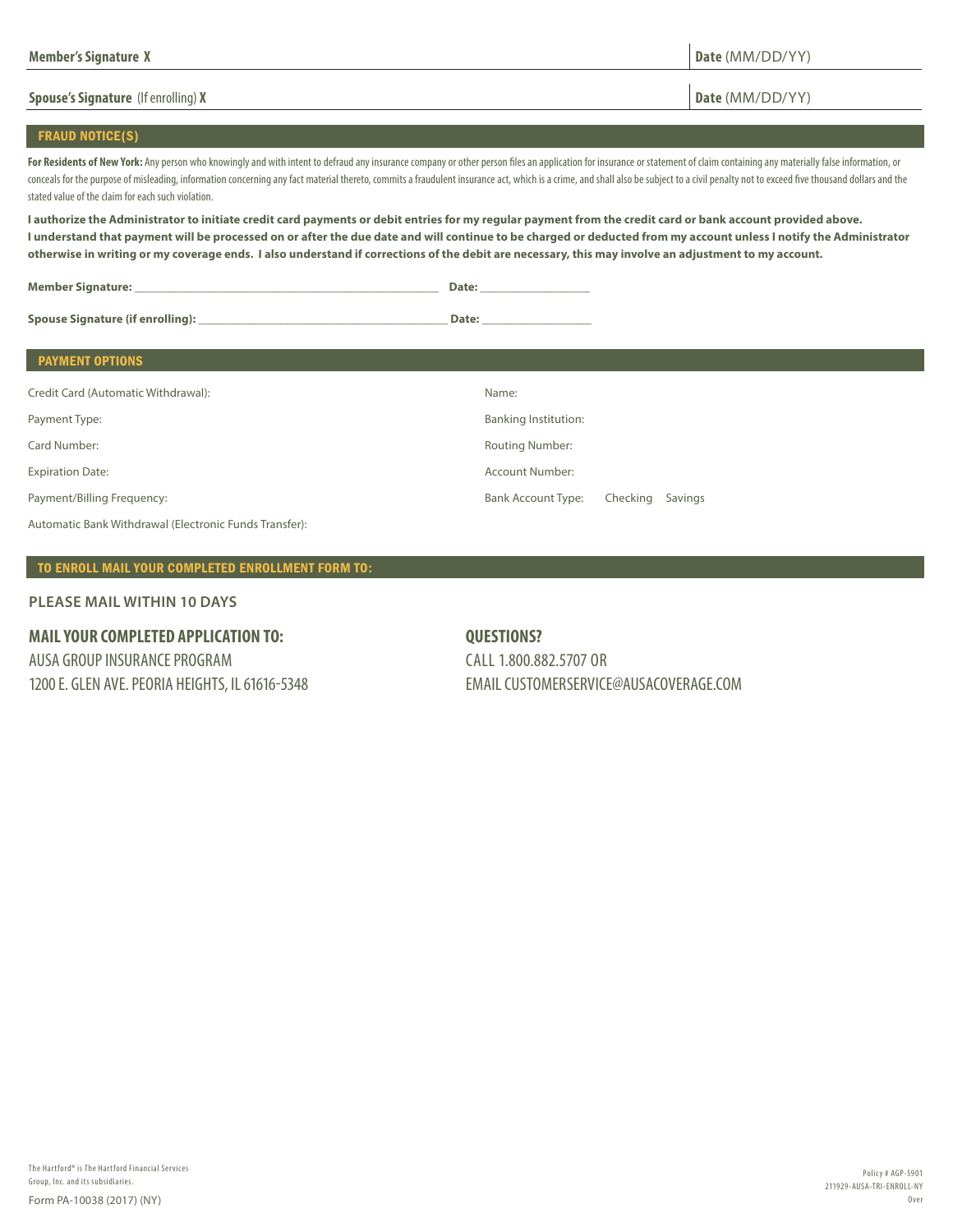**Member's Signature X** | **Date** (MM/DD/YY)

**Spouse's Signature** (If enrolling) **X** | **Date** (MM/DD/YY)

## FRAUD NOTICE(S)

**For Residents of New York:** Any person who knowingly and with intent to defraud any insurance company or other person files an application for insurance or statement of claim containing any materially false information, or conceals for the purpose of misleading, information concerning any fact material thereto, commits a fraudulent insurance act, which is a crime, and shall also be subject to a civil penalty not to exceed five thousand dollars and the stated value of the claim for each such violation.

**I authorize the Administrator to initiate credit card payments or debit entries for my regular payment from the credit card or bank account provided above. I understand that payment will be processed on or after the due date and will continue to be charged or deducted from my account unless I notify the Administrator otherwise in writing or my coverage ends. I also understand if corrections of the debit are necessary, this may involve an adjustment to my account.**

**Member Signature:** ________________________________________________ **Date:** _________________

**Spouse Signature (if enrolling):** ________________________________________ **Date:** _________________

## PAYMENT OPTIONS

Credit Card (Automatic Withdrawal):

Payment Type:

Card Number:

Expiration Date:

Payment/Billing Frequency:

Automatic Bank Withdrawal (Electronic Funds Transfer):

Name:

Banking Institution:

Routing Number:

Account Number:

Bank Account Type: Checking Savings

## TO ENROLL MAIL YOUR COMPLETED ENROLLMENT FORM TO:

**PLEASE MAIL WITHIN 10 DAYS**

**MAIL YOUR COMPLETED APPLICATION TO:**
AUSA GROUP INSURANCE PROGRAM
1200 E. GLEN AVE. PEORIA HEIGHTS, IL 61616-5348

**QUESTIONS?**
CALL 1.800.882.5707 OR
EMAIL CUSTOMERSERVICE@AUSACOVERAGE.COM

The Hartford® is The Hartford Financial Services Group, Inc. and its subsidiaries.

Form PA-10038 (2017) (NY)

Policy # AGP-5901
211929-AUSA-TRI-ENROLL-NY
Over